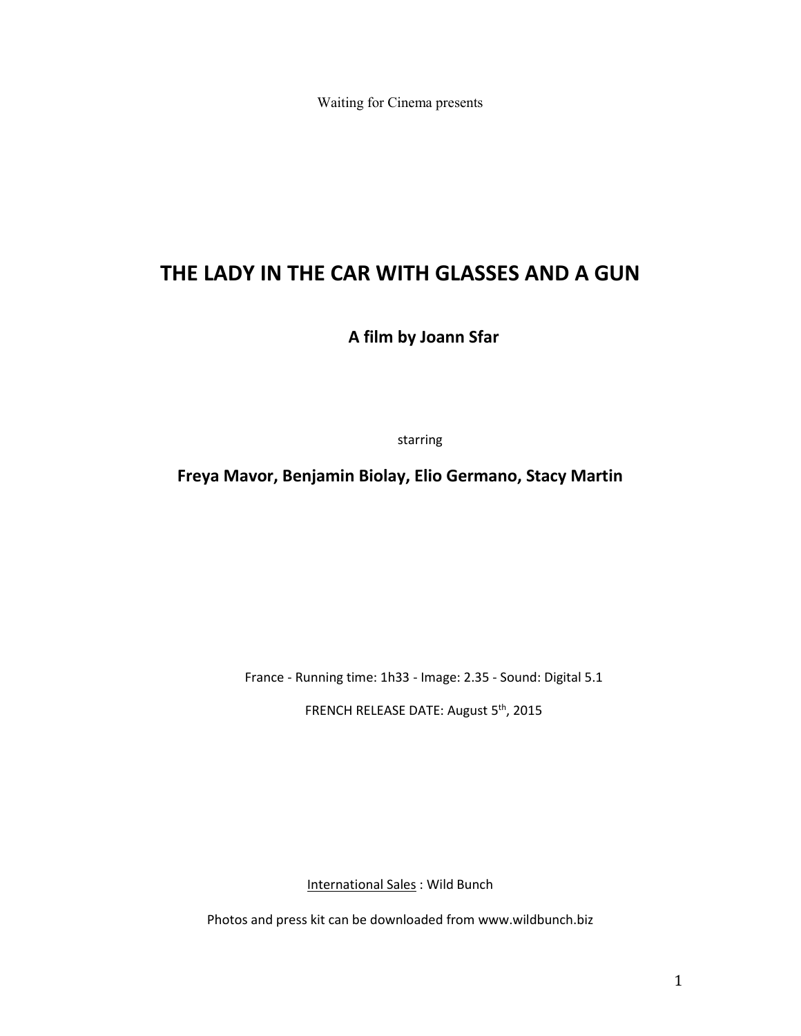Waiting for Cinema presents

# THE LADY IN THE CAR WITH GLASSES AND A GUN

## A film by Joann Sfar

starring

**Freya Mavor, Benjamin Biolay, Elio Germano, Stacy Martin**

France - Running time: 1h33 - Image: 2.35 - Sound: Digital 5.1

FRENCH RELEASE DATE: August 5th, 2015

International Sales : Wild Bunch

Photos and press kit can be downloaded from www.wildbunch.biz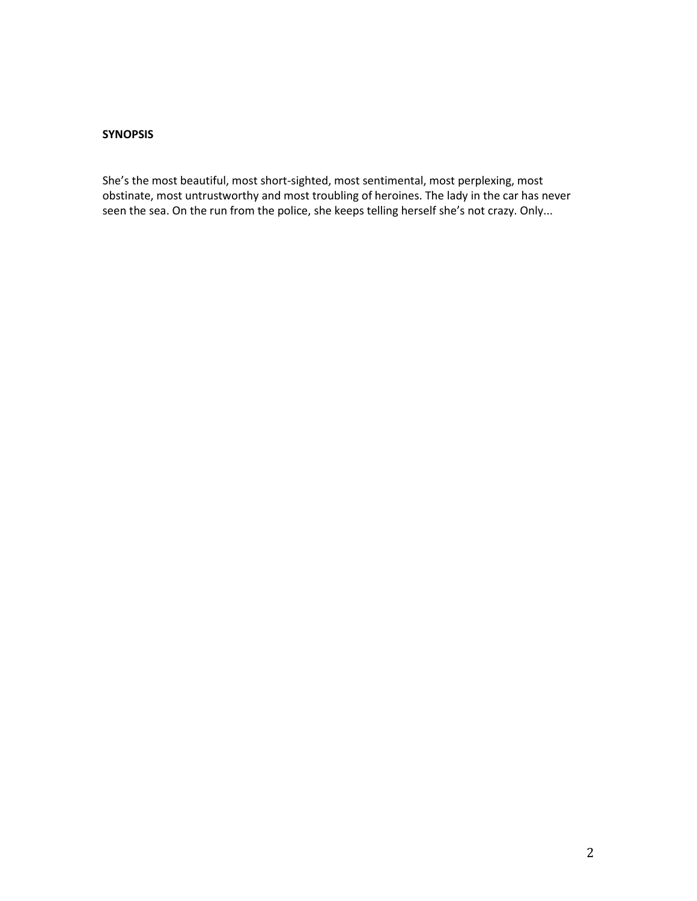**SYNOPSIS**

She's the most beautiful, most short-sighted, most sentimental, most perplexing, most obstinate, most untrustworthy and most troubling of heroines. The lady in the car has never seen the sea. On the run from the police, she keeps telling herself she's not crazy. Only...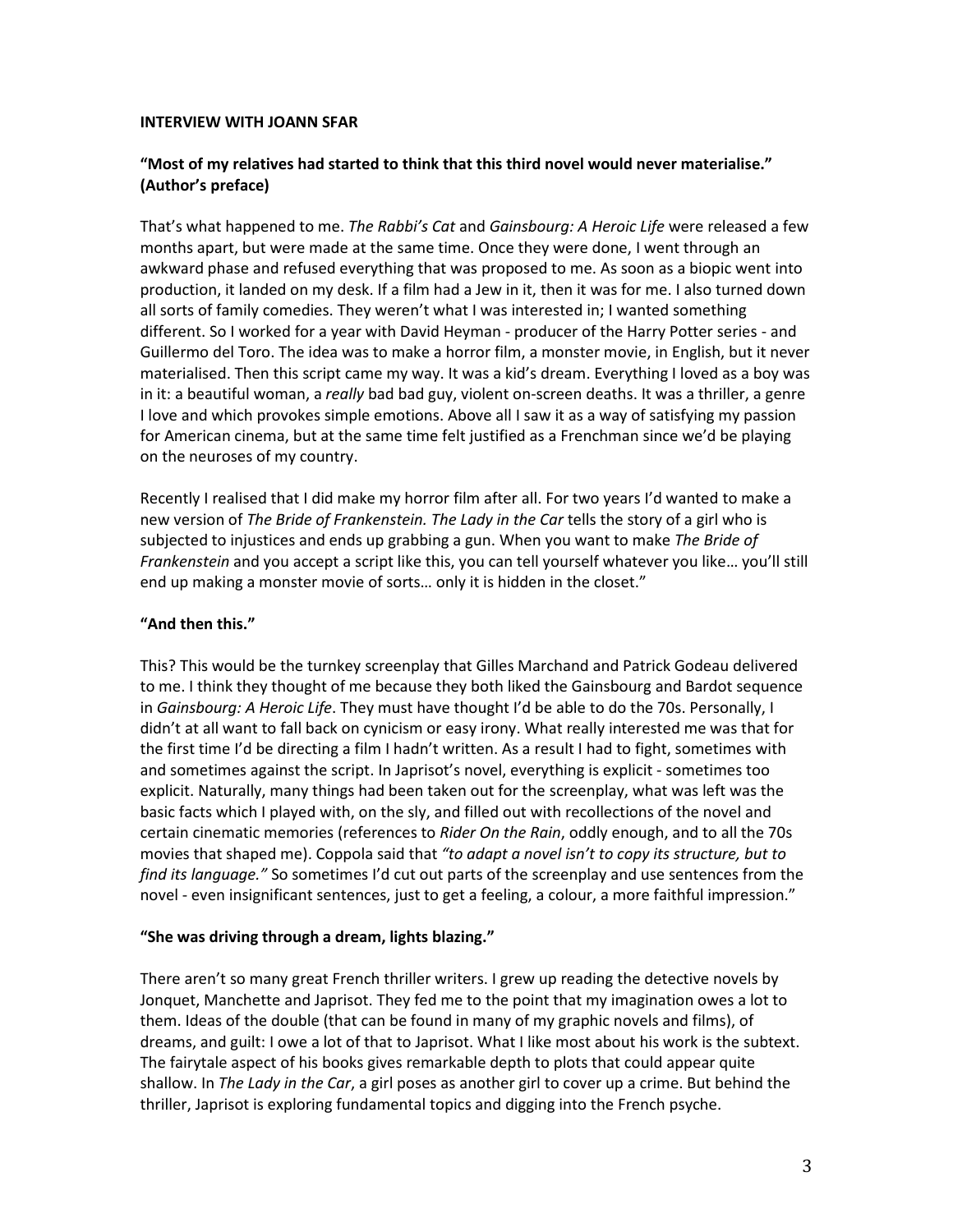**INTERVIEW WITH JOANN SFAR**

**"Most of my relatives had started to think that this third novel would never materialise." (Author's preface)**

That's what happened to me. *The Rabbi's Cat* and *Gainsbourg: A Heroic Life* were released a few months apart, but were made at the same time. Once they were done, I went through an awkward phase and refused everything that was proposed to me. As soon as a biopic went into production, it landed on my desk. If a film had a Jew in it, then it was for me. I also turned down all sorts of family comedies. They weren't what I was interested in; I wanted something different. So I worked for a year with David Heyman - producer of the Harry Potter series - and Guillermo del Toro. The idea was to make a horror film, a monster movie, in English, but it never materialised. Then this script came my way. It was a kid's dream. Everything I loved as a boy was in it: a beautiful woman, a *really* bad bad guy, violent on-screen deaths. It was a thriller, a genre I love and which provokes simple emotions. Above all I saw it as a way of satisfying my passion for American cinema, but at the same time felt justified as a Frenchman since we'd be playing on the neuroses of my country.

Recently I realised that I did make my horror film after all. For two years I'd wanted to make a new version of *The Bride of Frankenstein. The Lady in the Car* tells the story of a girl who is subjected to injustices and ends up grabbing a gun. When you want to make *The Bride of Frankenstein* and you accept a script like this, you can tell yourself whatever you like… you'll still end up making a monster movie of sorts… only it is hidden in the closet."

**"And then this."**

This? This would be the turnkey screenplay that Gilles Marchand and Patrick Godeau delivered to me. I think they thought of me because they both liked the Gainsbourg and Bardot sequence in *Gainsbourg: A Heroic Life*. They must have thought I'd be able to do the 70s. Personally, I didn't at all want to fall back on cynicism or easy irony. What really interested me was that for the first time I'd be directing a film I hadn't written. As a result I had to fight, sometimes with and sometimes against the script. In Japrisot's novel, everything is explicit - sometimes too explicit. Naturally, many things had been taken out for the screenplay, what was left was the basic facts which I played with, on the sly, and filled out with recollections of the novel and certain cinematic memories (references to *Rider On the Rain*, oddly enough, and to all the 70s movies that shaped me). Coppola said that *"to adapt a novel isn't to copy its structure, but to find its language."* So sometimes I'd cut out parts of the screenplay and use sentences from the novel - even insignificant sentences, just to get a feeling, a colour, a more faithful impression."

**"She was driving through a dream, lights blazing."**

There aren't so many great French thriller writers. I grew up reading the detective novels by Jonquet, Manchette and Japrisot. They fed me to the point that my imagination owes a lot to them. Ideas of the double (that can be found in many of my graphic novels and films), of dreams, and guilt: I owe a lot of that to Japrisot. What I like most about his work is the subtext. The fairytale aspect of his books gives remarkable depth to plots that could appear quite shallow. In *The Lady in the Car*, a girl poses as another girl to cover up a crime. But behind the thriller, Japrisot is exploring fundamental topics and digging into the French psyche.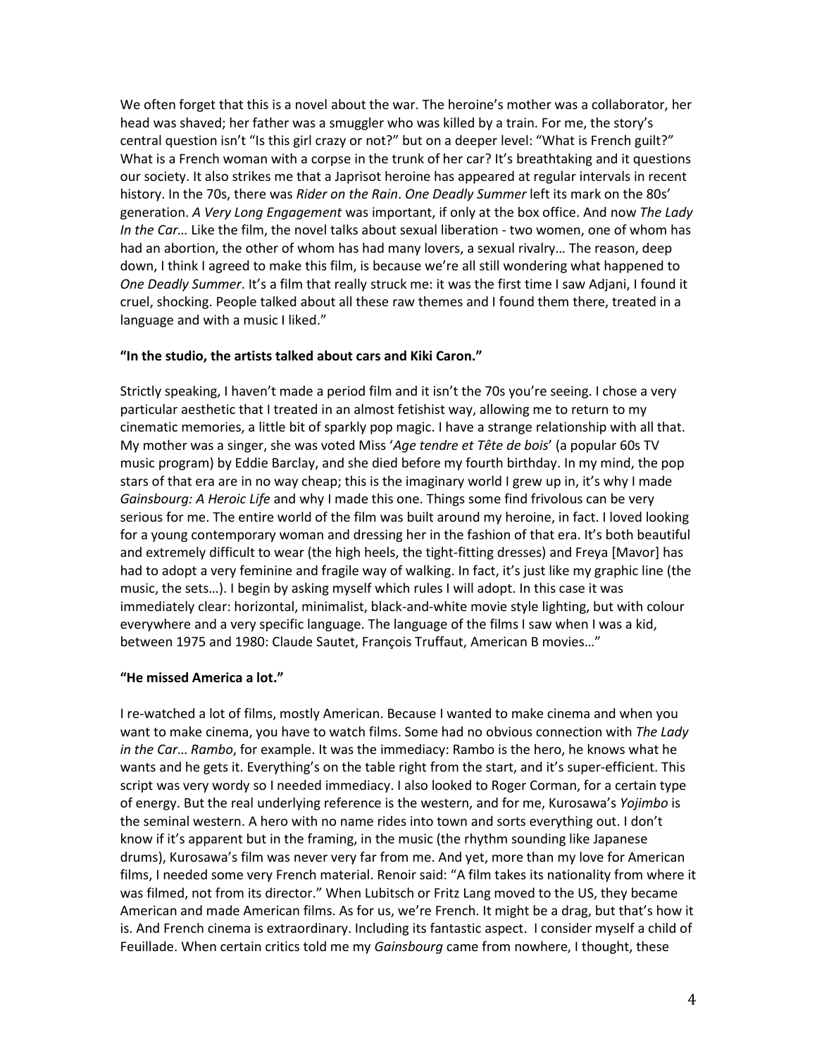We often forget that this is a novel about the war. The heroine's mother was a collaborator, her head was shaved; her father was a smuggler who was killed by a train. For me, the story's central question isn't "Is this girl crazy or not?" but on a deeper level: "What is French guilt?" What is a French woman with a corpse in the trunk of her car? It's breathtaking and it questions our society. It also strikes me that a Japrisot heroine has appeared at regular intervals in recent history. In the 70s, there was *Rider on the Rain*. *One Deadly Summer* left its mark on the 80s' generation. *A Very Long Engagement* was important, if only at the box office. And now *The Lady In the Car…* Like the film, the novel talks about sexual liberation - two women, one of whom has had an abortion, the other of whom has had many lovers, a sexual rivalry… The reason, deep down, I think I agreed to make this film, is because we're all still wondering what happened to *One Deadly Summer*. It's a film that really struck me: it was the first time I saw Adjani, I found it cruel, shocking. People talked about all these raw themes and I found them there, treated in a language and with a music I liked."

**"In the studio, the artists talked about cars and Kiki Caron."**

Strictly speaking, I haven't made a period film and it isn't the 70s you're seeing. I chose a very particular aesthetic that I treated in an almost fetishist way, allowing me to return to my cinematic memories, a little bit of sparkly pop magic. I have a strange relationship with all that. My mother was a singer, she was voted Miss '*Age tendre et Tête de bois*' (a popular 60s TV music program) by Eddie Barclay, and she died before my fourth birthday. In my mind, the pop stars of that era are in no way cheap; this is the imaginary world I grew up in, it's why I made *Gainsbourg: A Heroic Life* and why I made this one. Things some find frivolous can be very serious for me. The entire world of the film was built around my heroine, in fact. I loved looking for a young contemporary woman and dressing her in the fashion of that era. It's both beautiful and extremely difficult to wear (the high heels, the tight-fitting dresses) and Freya [Mavor] has had to adopt a very feminine and fragile way of walking. In fact, it's just like my graphic line (the music, the sets…). I begin by asking myself which rules I will adopt. In this case it was immediately clear: horizontal, minimalist, black-and-white movie style lighting, but with colour everywhere and a very specific language. The language of the films I saw when I was a kid, between 1975 and 1980: Claude Sautet, François Truffaut, American B movies…"

**"He missed America a lot."**

I re-watched a lot of films, mostly American. Because I wanted to make cinema and when you want to make cinema, you have to watch films. Some had no obvious connection with *The Lady in the Car*… *Rambo*, for example. It was the immediacy: Rambo is the hero, he knows what he wants and he gets it. Everything's on the table right from the start, and it's super-efficient. This script was very wordy so I needed immediacy. I also looked to Roger Corman, for a certain type of energy. But the real underlying reference is the western, and for me, Kurosawa's *Yojimbo* is the seminal western. A hero with no name rides into town and sorts everything out. I don't know if it's apparent but in the framing, in the music (the rhythm sounding like Japanese drums), Kurosawa's film was never very far from me. And yet, more than my love for American films, I needed some very French material. Renoir said: "A film takes its nationality from where it was filmed, not from its director." When Lubitsch or Fritz Lang moved to the US, they became American and made American films. As for us, we're French. It might be a drag, but that's how it is. And French cinema is extraordinary. Including its fantastic aspect. I consider myself a child of Feuillade. When certain critics told me my *Gainsbourg* came from nowhere, I thought, these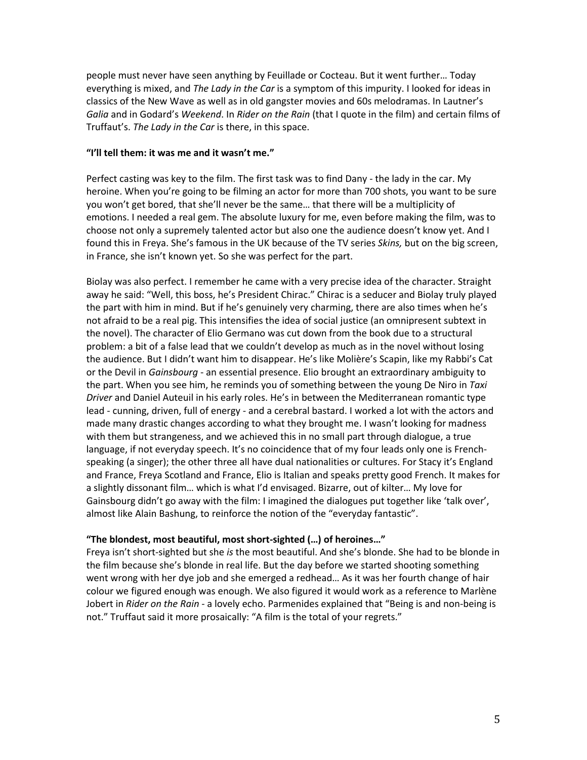people must never have seen anything by Feuillade or Cocteau. But it went further… Today everything is mixed, and *The Lady in the Car* is a symptom of this impurity. I looked for ideas in classics of the New Wave as well as in old gangster movies and 60s melodramas. In Lautner's *Galia* and in Godard's *Weekend*. In *Rider on the Rain* (that I quote in the film) and certain films of Truffaut's. *The Lady in the Car* is there, in this space.

**"I'll tell them: it was me and it wasn't me."**

Perfect casting was key to the film. The first task was to find Dany - the lady in the car. My heroine. When you're going to be filming an actor for more than 700 shots, you want to be sure you won't get bored, that she'll never be the same… that there will be a multiplicity of emotions. I needed a real gem. The absolute luxury for me, even before making the film, was to choose not only a supremely talented actor but also one the audience doesn't know yet. And I found this in Freya. She's famous in the UK because of the TV series *Skins,* but on the big screen, in France, she isn't known yet. So she was perfect for the part.

Biolay was also perfect. I remember he came with a very precise idea of the character. Straight away he said: "Well, this boss, he's President Chirac." Chirac is a seducer and Biolay truly played the part with him in mind. But if he's genuinely very charming, there are also times when he's not afraid to be a real pig. This intensifies the idea of social justice (an omnipresent subtext in the novel). The character of Elio Germano was cut down from the book due to a structural problem: a bit of a false lead that we couldn't develop as much as in the novel without losing the audience. But I didn't want him to disappear. He's like Molière's Scapin, like my Rabbi's Cat or the Devil in *Gainsbourg* - an essential presence. Elio brought an extraordinary ambiguity to the part. When you see him, he reminds you of something between the young De Niro in *Taxi Driver* and Daniel Auteuil in his early roles. He's in between the Mediterranean romantic type lead - cunning, driven, full of energy - and a cerebral bastard. I worked a lot with the actors and made many drastic changes according to what they brought me. I wasn't looking for madness with them but strangeness, and we achieved this in no small part through dialogue, a true language, if not everyday speech. It's no coincidence that of my four leads only one is French-speaking (a singer); the other three all have dual nationalities or cultures. For Stacy it's England and France, Freya Scotland and France, Elio is Italian and speaks pretty good French. It makes for a slightly dissonant film… which is what I'd envisaged. Bizarre, out of kilter… My love for Gainsbourg didn't go away with the film: I imagined the dialogues put together like 'talk over', almost like Alain Bashung, to reinforce the notion of the "everyday fantastic".

**"The blondest, most beautiful, most short-sighted (…) of heroines…"**

Freya isn't short-sighted but she *is* the most beautiful. And she's blonde. She had to be blonde in the film because she's blonde in real life. But the day before we started shooting something went wrong with her dye job and she emerged a redhead… As it was her fourth change of hair colour we figured enough was enough. We also figured it would work as a reference to Marlène Jobert in *Rider on the Rain* - a lovely echo. Parmenides explained that "Being is and non-being is not." Truffaut said it more prosaically: "A film is the total of your regrets."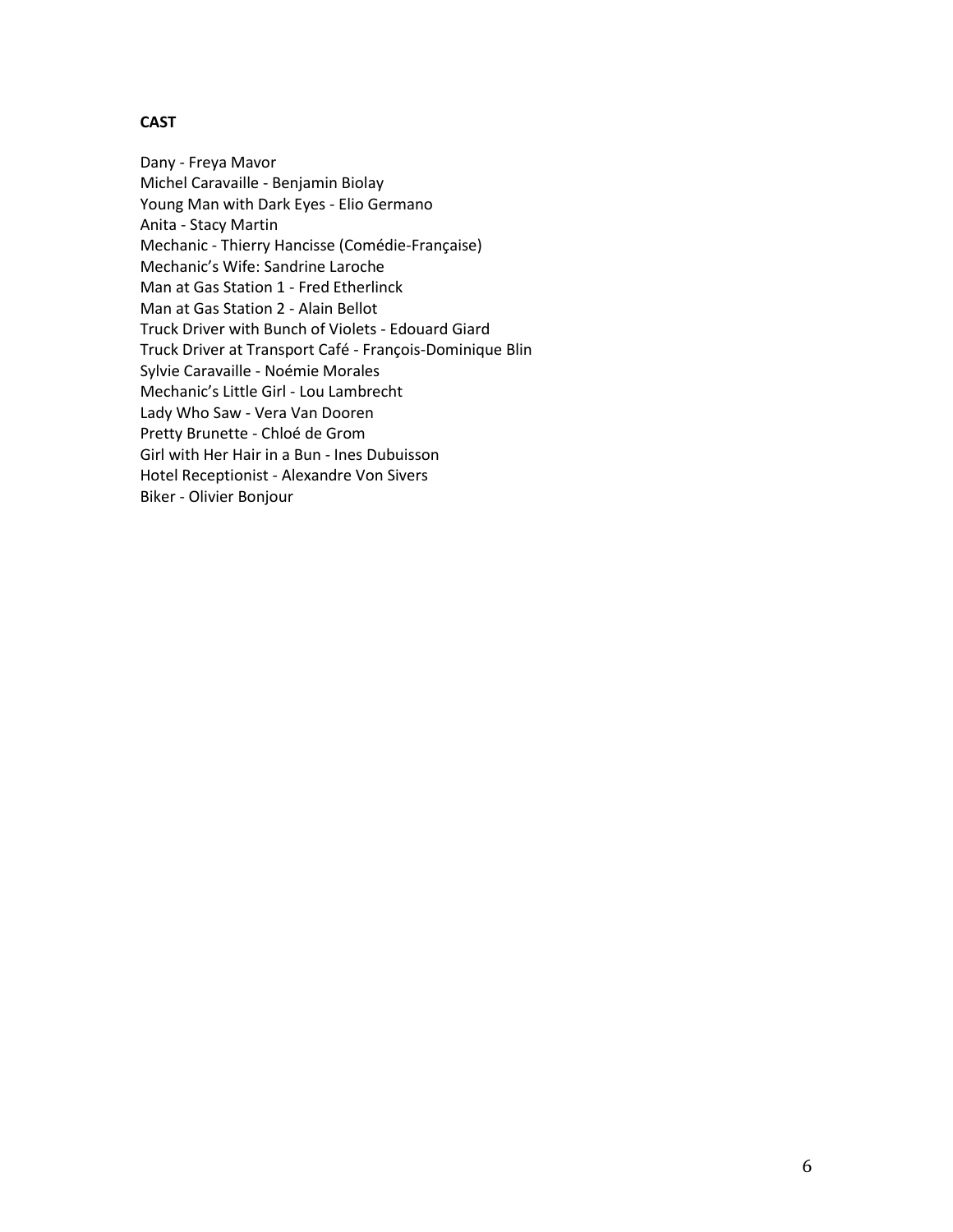**CAST**

Dany - Freya Mavor
Michel Caravaille - Benjamin Biolay
Young Man with Dark Eyes - Elio Germano
Anita - Stacy Martin
Mechanic - Thierry Hancisse (Comédie-Française)
Mechanic's Wife: Sandrine Laroche
Man at Gas Station 1 - Fred Etherlinck
Man at Gas Station 2 - Alain Bellot
Truck Driver with Bunch of Violets - Edouard Giard
Truck Driver at Transport Café - François-Dominique Blin
Sylvie Caravaille - Noémie Morales
Mechanic's Little Girl - Lou Lambrecht
Lady Who Saw - Vera Van Dooren
Pretty Brunette - Chloé de Grom
Girl with Her Hair in a Bun - Ines Dubuisson
Hotel Receptionist - Alexandre Von Sivers
Biker - Olivier Bonjour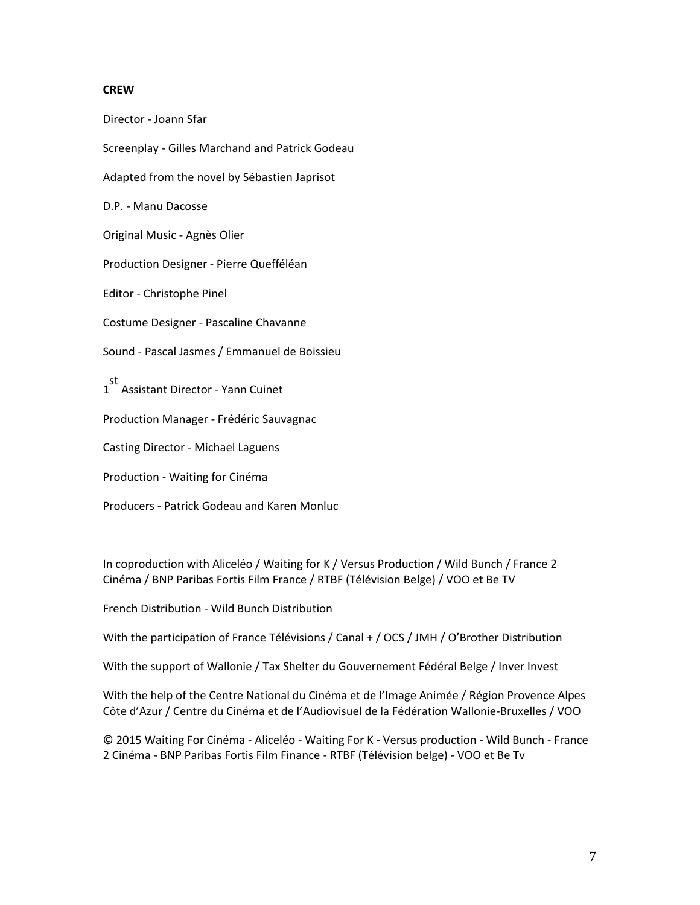**CREW**

Director - Joann Sfar

Screenplay - Gilles Marchand and Patrick Godeau

Adapted from the novel by Sébastien Japrisot

D.P. - Manu Dacosse

Original Music - Agnès Olier

Production Designer - Pierre Queffeléan

Editor - Christophe Pinel

Costume Designer - Pascaline Chavanne

Sound - Pascal Jasmes / Emmanuel de Boissieu

1st Assistant Director - Yann Cuinet

Production Manager - Frédéric Sauvagnac

Casting Director - Michael Laguens

Production - Waiting for Cinéma

Producers - Patrick Godeau and Karen Monluc

In coproduction with Aliceléo / Waiting for K / Versus Production / Wild Bunch / France 2 Cinéma / BNP Paribas Fortis Film France / RTBF (Télévision Belge) / VOO et Be TV

French Distribution - Wild Bunch Distribution

With the participation of France Télévisions / Canal + / OCS / JMH / O'Brother Distribution

With the support of Wallonie / Tax Shelter du Gouvernement Fédéral Belge / Inver Invest

With the help of the Centre National du Cinéma et de l'Image Animée / Région Provence Alpes Côte d'Azur / Centre du Cinéma et de l'Audiovisuel de la Fédération Wallonie-Bruxelles / VOO

© 2015 Waiting For Cinéma - Aliceléo - Waiting For K - Versus production - Wild Bunch - France 2 Cinéma - BNP Paribas Fortis Film Finance - RTBF (Télévision belge) - VOO et Be Tv